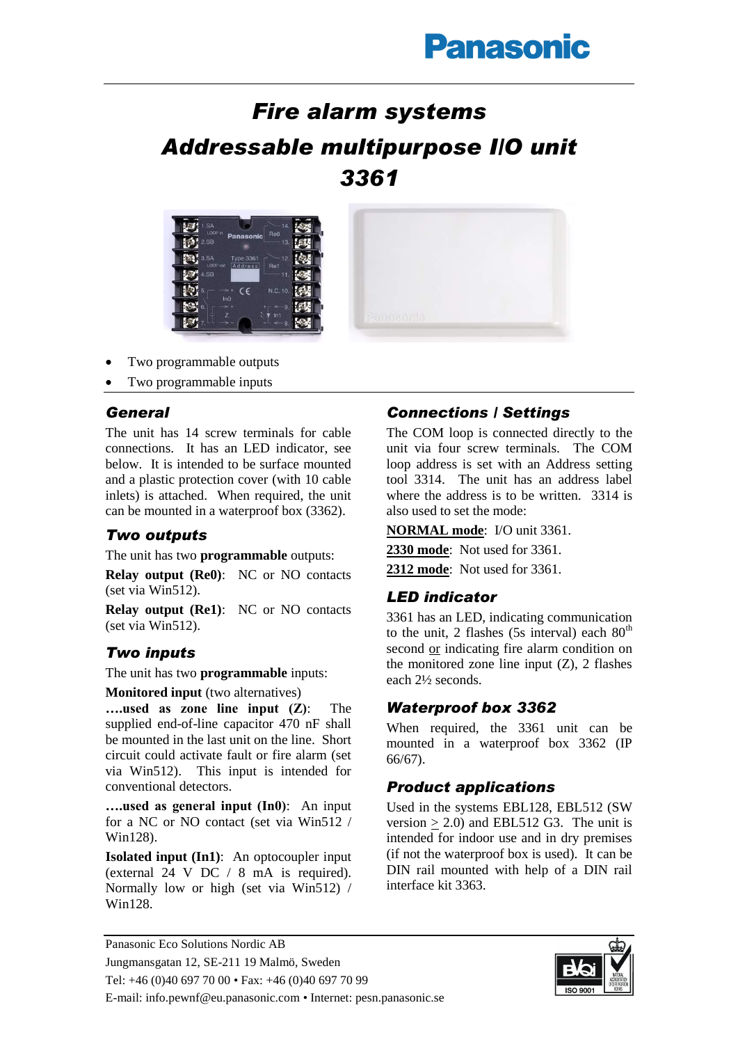Panasonic

# Fire alarm systems

# Addressable multipurpose I/O unit 3361

- Two programmable outputs
- Two programmable inputs

## General

The unit has 14 screw terminals for cable connections. It has an LED indicator, see below. It is intended to be surface mounted and a plastic protection cover (with 10 cable inlets) is attached. When required, the unit can be mounted in a waterproof box (3362).

## Two outputs

The unit has two **programmable** outputs:

**Relay output (Re0)**: NC or NO contacts (set via Win512).

**Relay output (Re1)**: NC or NO contacts (set via Win512).

## Two inputs

The unit has two **programmable** inputs:

**Monitored input** (two alternatives)

**….used as zone line input (Z)**: The supplied end-of-line capacitor 470 nF shall be mounted in the last unit on the line. Short circuit could activate fault or fire alarm (set via Win512). This input is intended for conventional detectors.

**….used as general input (In0)**: An input for a NC or NO contact (set via Win512 / Win128).

**Isolated input (In1)**: An optocoupler input (external 24 V DC / 8 mA is required). Normally low or high (set via Win512) / Win128.

## Connections / Settings

The COM loop is connected directly to the unit via four screw terminals. The COM loop address is set with an Address setting tool 3314. The unit has an address label where the address is to be written. 3314 is also used to set the mode:

**NORMAL mode**: I/O unit 3361.

**2330 mode**: Not used for 3361.

**2312 mode**: Not used for 3361.

## LED indicator

3361 has an LED, indicating communication to the unit, 2 flashes (5s interval) each 80th second or indicating fire alarm condition on the monitored zone line input (Z), 2 flashes each 2½ seconds.

## Waterproof box 3362

When required, the 3361 unit can be mounted in a waterproof box 3362 (IP 66/67).

## Product applications

Used in the systems EBL128, EBL512 (SW version ≥ 2.0) and EBL512 G3. The unit is intended for indoor use and in dry premises (if not the waterproof box is used). It can be DIN rail mounted with help of a DIN rail interface kit 3363.

Panasonic Eco Solutions Nordic AB
Jungmansgatan 12, SE-211 19 Malmö, Sweden
Tel: +46 (0)40 697 70 00 • Fax: +46 (0)40 697 70 99
E-mail: info.pewnf@eu.panasonic.com • Internet: pesn.panasonic.se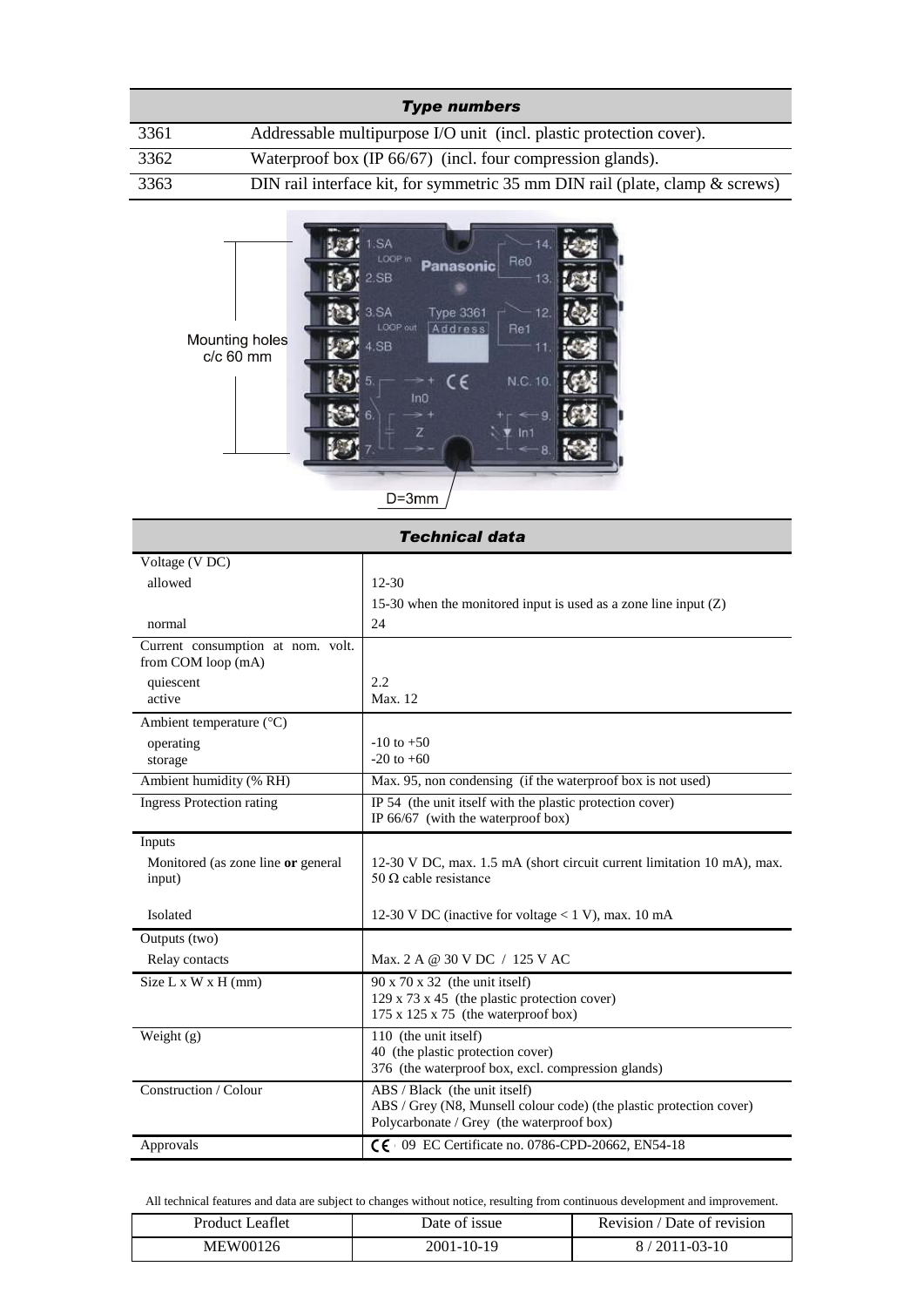| Type numbers | |
|---|---|
| 3361 | Addressable multipurpose I/O unit (incl. plastic protection cover). |
| 3362 | Waterproof box (IP 66/67) (incl. four compression glands). |
| 3363 | DIN rail interface kit, for symmetric 35 mm DIN rail (plate, clamp & screws) |

Mounting holes c/c 60 mm

D=3mm

| Technical data | |
|---|---|
| Voltage (V DC) | |
| allowed | 12-30<br>15-30 when the monitored input is used as a zone line input (Z) |
| normal | 24 |
| Current consumption at nom. volt. from COM loop (mA) | |
| quiescent | 2.2 |
| active | Max. 12 |
| Ambient temperature (°C) | |
| operating | -10 to +50 |
| storage | -20 to +60 |
| Ambient humidity (% RH) | Max. 95, non condensing (if the waterproof box is not used) |
| Ingress Protection rating | IP 54 (the unit itself with the plastic protection cover)<br>IP 66/67 (with the waterproof box) |
| Inputs | |
| Monitored (as zone line **or** general input) | 12-30 V DC, max. 1.5 mA (short circuit current limitation 10 mA), max. 50 Ω cable resistance |
| Isolated | 12-30 V DC (inactive for voltage < 1 V), max. 10 mA |
| Outputs (two) | |
| Relay contacts | Max. 2 A @ 30 V DC / 125 V AC |
| Size L x W x H (mm) | 90 x 70 x 32 (the unit itself)<br>129 x 73 x 45 (the plastic protection cover)<br>175 x 125 x 75 (the waterproof box) |
| Weight (g) | 110 (the unit itself)<br>40 (the plastic protection cover)<br>376 (the waterproof box, excl. compression glands) |
| Construction / Colour | ABS / Black (the unit itself)<br>ABS / Grey (N8, Munsell colour code) (the plastic protection cover)<br>Polycarbonate / Grey (the waterproof box) |
| Approvals | CE 09 EC Certificate no. 0786-CPD-20662, EN54-18 |

All technical features and data are subject to changes without notice, resulting from continuous development and improvement.

| Product Leaflet | Date of issue | Revision / Date of revision |
|---|---|---|
| MEW00126 | 2001-10-19 | 8 / 2011-03-10 |